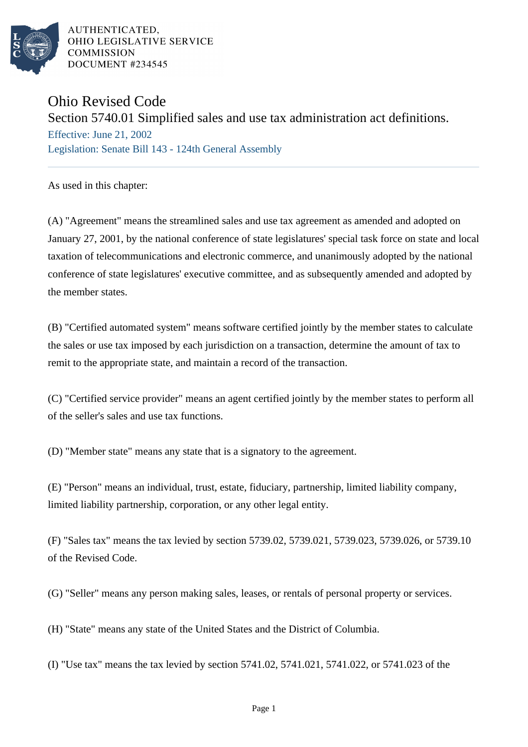AUTHENTICATED,
OHIO LEGISLATIVE SERVICE
COMMISSION
DOCUMENT #234545

# Ohio Revised Code

## Section 5740.01 Simplified sales and use tax administration act definitions.

Effective: June 21, 2002

Legislation: Senate Bill 143 - 124th General Assembly

As used in this chapter:

(A) "Agreement" means the streamlined sales and use tax agreement as amended and adopted on January 27, 2001, by the national conference of state legislatures' special task force on state and local taxation of telecommunications and electronic commerce, and unanimously adopted by the national conference of state legislatures' executive committee, and as subsequently amended and adopted by the member states.

(B) "Certified automated system" means software certified jointly by the member states to calculate the sales or use tax imposed by each jurisdiction on a transaction, determine the amount of tax to remit to the appropriate state, and maintain a record of the transaction.

(C) "Certified service provider" means an agent certified jointly by the member states to perform all of the seller's sales and use tax functions.

(D) "Member state" means any state that is a signatory to the agreement.

(E) "Person" means an individual, trust, estate, fiduciary, partnership, limited liability company, limited liability partnership, corporation, or any other legal entity.

(F) "Sales tax" means the tax levied by section 5739.02, 5739.021, 5739.023, 5739.026, or 5739.10 of the Revised Code.

(G) "Seller" means any person making sales, leases, or rentals of personal property or services.

(H) "State" means any state of the United States and the District of Columbia.

(I) "Use tax" means the tax levied by section 5741.02, 5741.021, 5741.022, or 5741.023 of the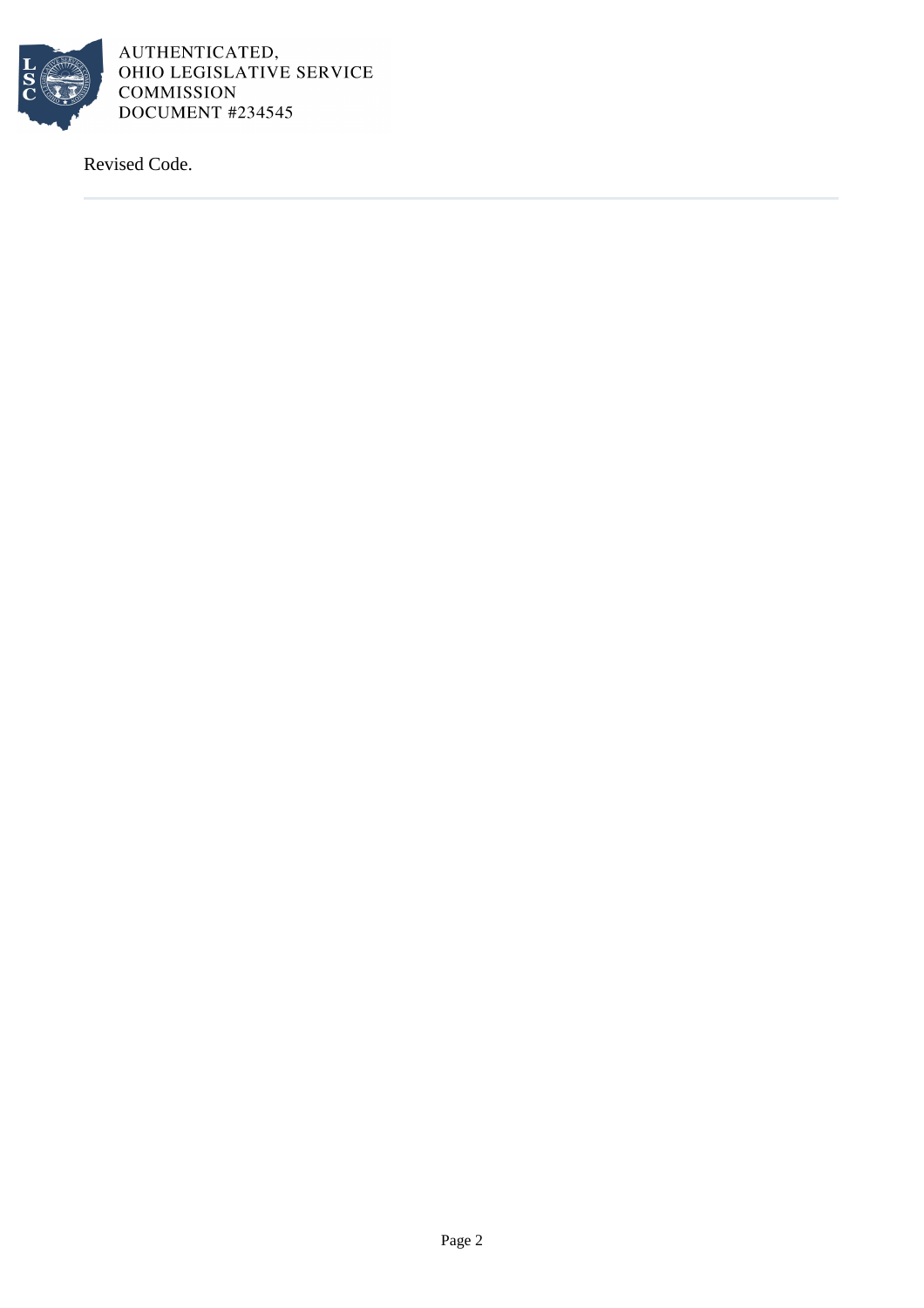Revised Code.

---